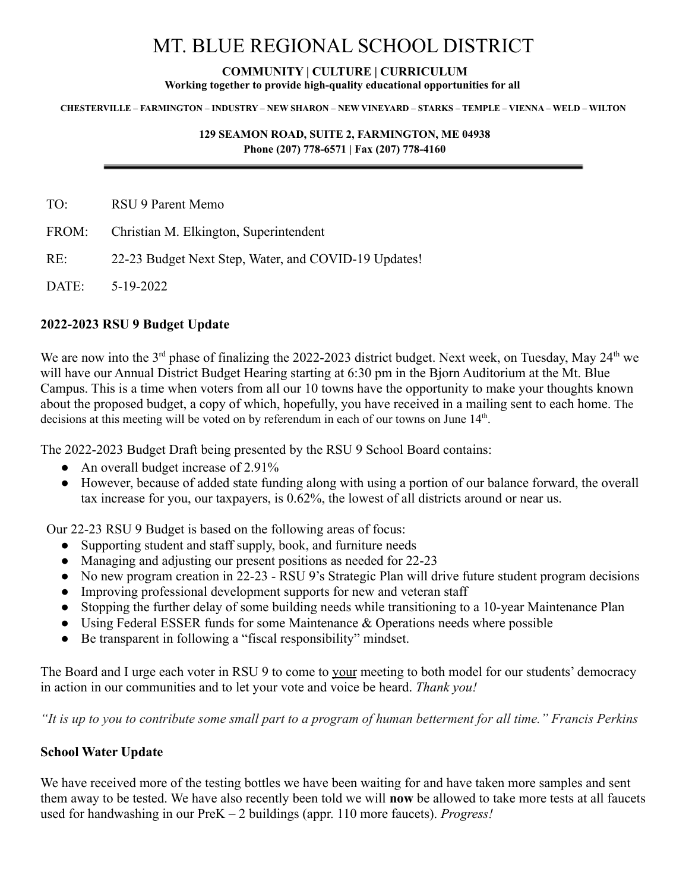# MT. BLUE REGIONAL SCHOOL DISTRICT

**COMMUNITY | CULTURE | CURRICULUM**
**Working together to provide high-quality educational opportunities for all**

**CHESTERVILLE – FARMINGTON – INDUSTRY – NEW SHARON – NEW VINEYARD – STARKS – TEMPLE – VIENNA – WELD – WILTON**

**129 SEAMON ROAD, SUITE 2, FARMINGTON, ME 04938**
**Phone (207) 778-6571 | Fax (207) 778-4160**

---

TO: RSU 9 Parent Memo

FROM: Christian M. Elkington, Superintendent

RE: 22-23 Budget Next Step, Water, and COVID-19 Updates!

DATE: 5-19-2022

### 2022-2023 RSU 9 Budget Update

We are now into the 3rd phase of finalizing the 2022-2023 district budget. Next week, on Tuesday, May 24th we will have our Annual District Budget Hearing starting at 6:30 pm in the Bjorn Auditorium at the Mt. Blue Campus. This is a time when voters from all our 10 towns have the opportunity to make your thoughts known about the proposed budget, a copy of which, hopefully, you have received in a mailing sent to each home. The decisions at this meeting will be voted on by referendum in each of our towns on June 14th.

The 2022-2023 Budget Draft being presented by the RSU 9 School Board contains:

- An overall budget increase of 2.91%
- However, because of added state funding along with using a portion of our balance forward, the overall tax increase for you, our taxpayers, is 0.62%, the lowest of all districts around or near us.

Our 22-23 RSU 9 Budget is based on the following areas of focus:

- Supporting student and staff supply, book, and furniture needs
- Managing and adjusting our present positions as needed for 22-23
- No new program creation in 22-23 - RSU 9's Strategic Plan will drive future student program decisions
- Improving professional development supports for new and veteran staff
- Stopping the further delay of some building needs while transitioning to a 10-year Maintenance Plan
- Using Federal ESSER funds for some Maintenance & Operations needs where possible
- Be transparent in following a "fiscal responsibility" mindset.

The Board and I urge each voter in RSU 9 to come to <u>your</u> meeting to both model for our students' democracy in action in our communities and to let your vote and voice be heard. *Thank you!*

*"It is up to you to contribute some small part to a program of human betterment for all time." Francis Perkins*

### School Water Update

We have received more of the testing bottles we have been waiting for and have taken more samples and sent them away to be tested. We have also recently been told we will **now** be allowed to take more tests at all faucets used for handwashing in our PreK – 2 buildings (appr. 110 more faucets). *Progress!*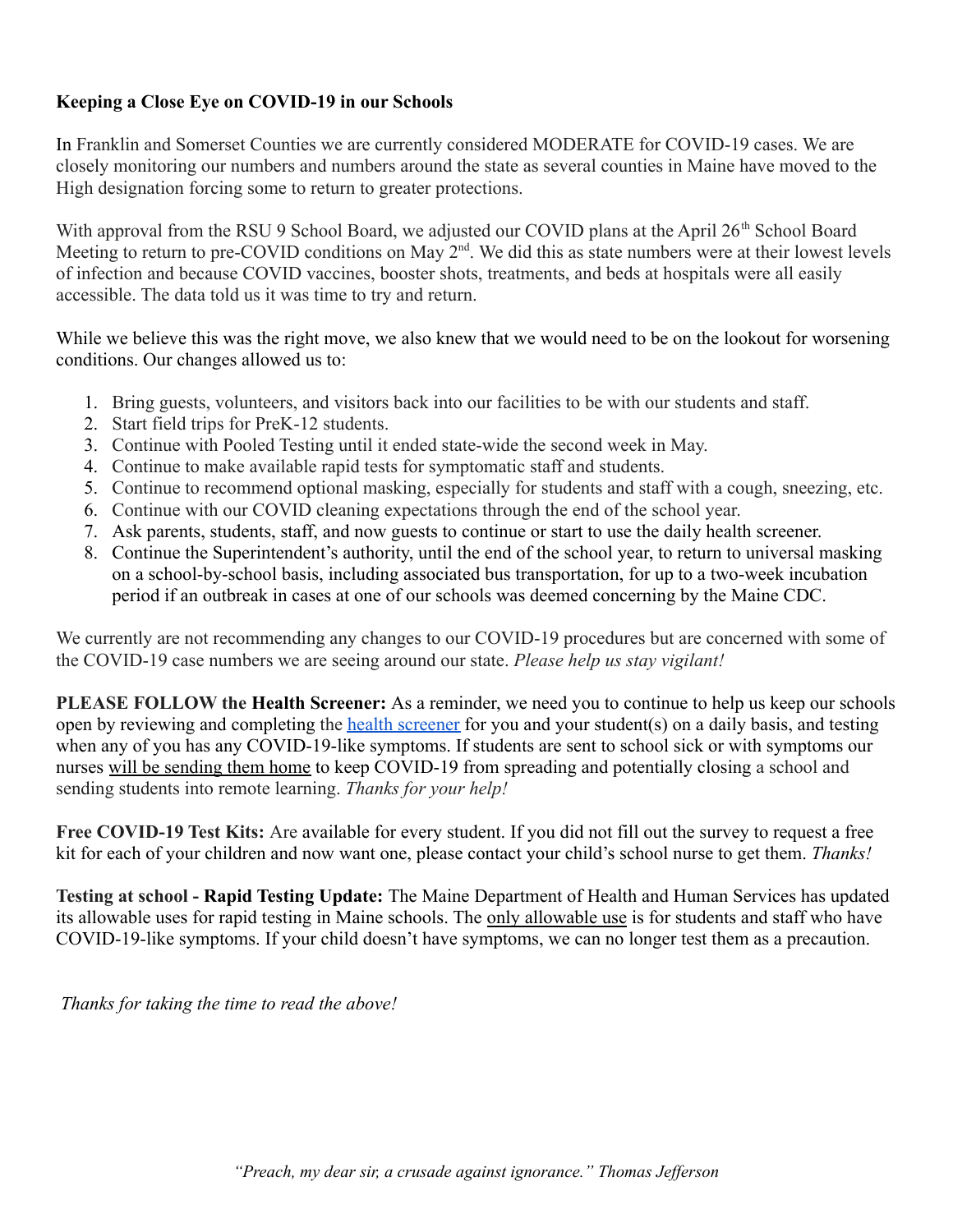**Keeping a Close Eye on COVID-19 in our Schools**

In Franklin and Somerset Counties we are currently considered MODERATE for COVID-19 cases. We are closely monitoring our numbers and numbers around the state as several counties in Maine have moved to the High designation forcing some to return to greater protections.

With approval from the RSU 9 School Board, we adjusted our COVID plans at the April 26th School Board Meeting to return to pre-COVID conditions on May 2nd. We did this as state numbers were at their lowest levels of infection and because COVID vaccines, booster shots, treatments, and beds at hospitals were all easily accessible. The data told us it was time to try and return.

While we believe this was the right move, we also knew that we would need to be on the lookout for worsening conditions. Our changes allowed us to:

1. Bring guests, volunteers, and visitors back into our facilities to be with our students and staff.
2. Start field trips for PreK-12 students.
3. Continue with Pooled Testing until it ended state-wide the second week in May.
4. Continue to make available rapid tests for symptomatic staff and students.
5. Continue to recommend optional masking, especially for students and staff with a cough, sneezing, etc.
6. Continue with our COVID cleaning expectations through the end of the school year.
7. Ask parents, students, staff, and now guests to continue or start to use the daily health screener.
8. Continue the Superintendent's authority, until the end of the school year, to return to universal masking on a school-by-school basis, including associated bus transportation, for up to a two-week incubation period if an outbreak in cases at one of our schools was deemed concerning by the Maine CDC.

We currently are not recommending any changes to our COVID-19 procedures but are concerned with some of the COVID-19 case numbers we are seeing around our state. *Please help us stay vigilant!*

**PLEASE FOLLOW the Health Screener:** As a reminder, we need you to continue to help us keep our schools open by reviewing and completing the health screener for you and your student(s) on a daily basis, and testing when any of you has any COVID-19-like symptoms. If students are sent to school sick or with symptoms our nurses will be sending them home to keep COVID-19 from spreading and potentially closing a school and sending students into remote learning. *Thanks for your help!*

**Free COVID-19 Test Kits:** Are available for every student. If you did not fill out the survey to request a free kit for each of your children and now want one, please contact your child's school nurse to get them. *Thanks!*

**Testing at school - Rapid Testing Update:** The Maine Department of Health and Human Services has updated its allowable uses for rapid testing in Maine schools. The only allowable use is for students and staff who have COVID-19-like symptoms. If your child doesn't have symptoms, we can no longer test them as a precaution.

*Thanks for taking the time to read the above!*

*"Preach, my dear sir, a crusade against ignorance." Thomas Jefferson*